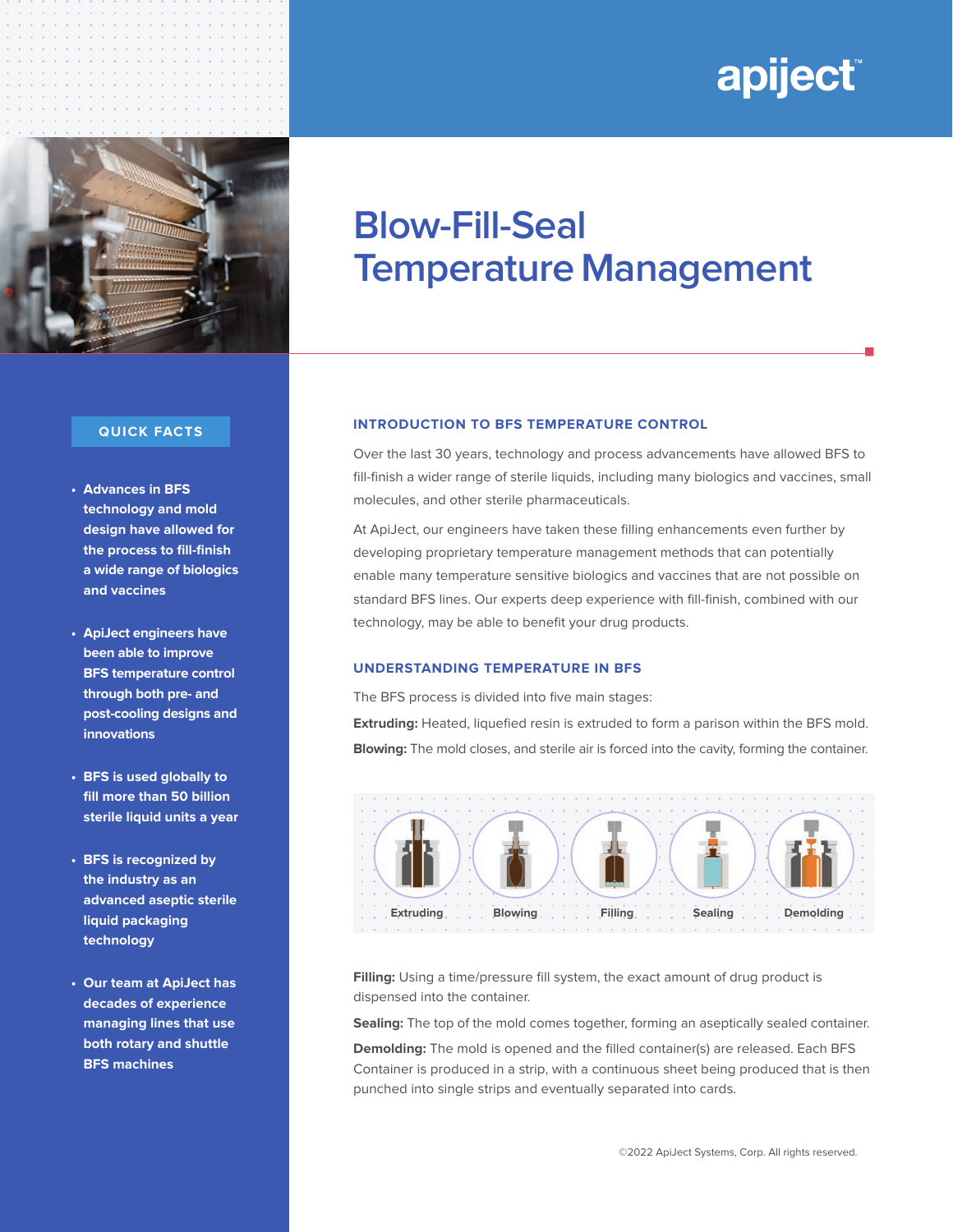apiject™

# Blow-Fill-Seal Temperature Management

## QUICK FACTS

- Advances in BFS technology and mold design have allowed for the process to fill-finish a wide range of biologics and vaccines
- ApiJect engineers have been able to improve BFS temperature control through both pre- and post-cooling designs and innovations
- BFS is used globally to fill more than 50 billion sterile liquid units a year
- BFS is recognized by the industry as an advanced aseptic sterile liquid packaging technology
- Our team at ApiJect has decades of experience managing lines that use both rotary and shuttle BFS machines

## INTRODUCTION TO BFS TEMPERATURE CONTROL

Over the last 30 years, technology and process advancements have allowed BFS to fill-finish a wider range of sterile liquids, including many biologics and vaccines, small molecules, and other sterile pharmaceuticals.

At ApiJect, our engineers have taken these filling enhancements even further by developing proprietary temperature management methods that can potentially enable many temperature sensitive biologics and vaccines that are not possible on standard BFS lines. Our experts deep experience with fill-finish, combined with our technology, may be able to benefit your drug products.

## UNDERSTANDING TEMPERATURE IN BFS

The BFS process is divided into five main stages:

**Extruding:** Heated, liquefied resin is extruded to form a parison within the BFS mold.

**Blowing:** The mold closes, and sterile air is forced into the cavity, forming the container.

Extruding | Blowing | Filling | Sealing | Demolding

**Filling:** Using a time/pressure fill system, the exact amount of drug product is dispensed into the container.

**Sealing:** The top of the mold comes together, forming an aseptically sealed container.

**Demolding:** The mold is opened and the filled container(s) are released. Each BFS Container is produced in a strip, with a continuous sheet being produced that is then punched into single strips and eventually separated into cards.

©2022 ApiJect Systems, Corp. All rights reserved.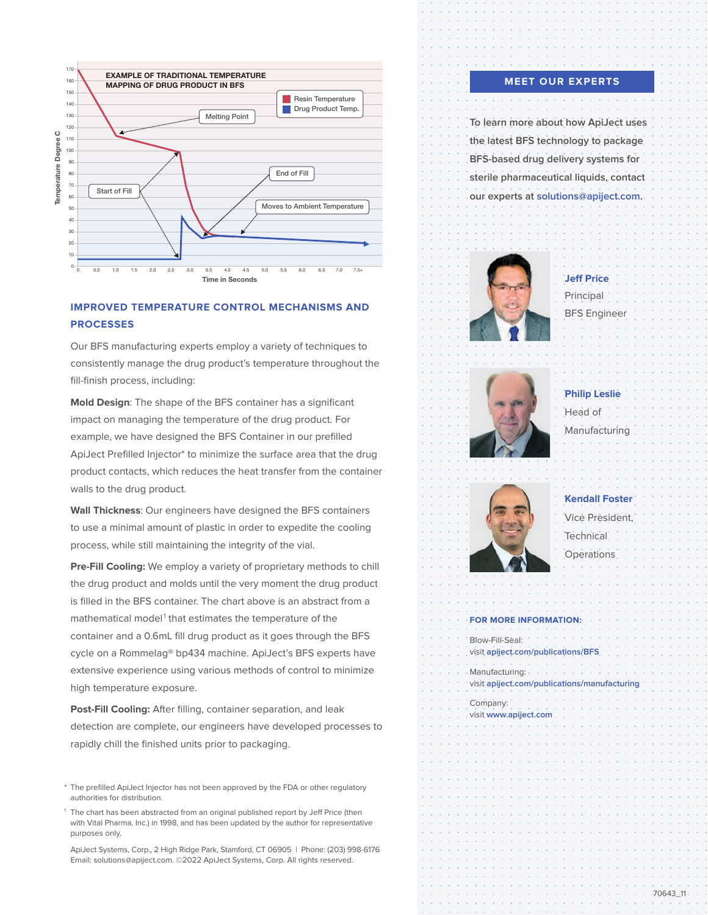EXAMPLE OF TRADITIONAL TEMPERATURE MAPPING OF DRUG PRODUCT IN BFS

Resin Temperature

Drug Product Temp.

Melting Point

Start of Fill

End of Fill

Moves to Ambient Temperature

Temperature Degree C

0
10
20
30
40
50
60
70
80
90
100
110
120
130
140
150
160
170

Time in Seconds

0 0.5 1.0 1.5 2.0 2.5 3.0 3.5 4.0 4.5 5.0 5.5 6.0 6.5 7.0 7.5+

## IMPROVED TEMPERATURE CONTROL MECHANISMS AND PROCESSES

Our BFS manufacturing experts employ a variety of techniques to consistently manage the drug product's temperature throughout the fill-finish process, including:

**Mold Design**: The shape of the BFS container has a significant impact on managing the temperature of the drug product. For example, we have designed the BFS Container in our prefilled ApiJect Prefilled Injector* to minimize the surface area that the drug product contacts, which reduces the heat transfer from the container walls to the drug product.

**Wall Thickness**: Our engineers have designed the BFS containers to use a minimal amount of plastic in order to expedite the cooling process, while still maintaining the integrity of the vial.

**Pre-Fill Cooling:** We employ a variety of proprietary methods to chill the drug product and molds until the very moment the drug product is filled in the BFS container. The chart above is an abstract from a mathematical model[1] that estimates the temperature of the container and a 0.6mL fill drug product as it goes through the BFS cycle on a Rommelag® bp434 machine. ApiJect's BFS experts have extensive experience using various methods of control to minimize high temperature exposure.

**Post-Fill Cooling:** After filling, container separation, and leak detection are complete, our engineers have developed processes to rapidly chill the finished units prior to packaging.

* The prefilled ApiJect Injector has not been approved by the FDA or other regulatory authorities for distribution.

[1] The chart has been abstracted from an original published report by Jeff Price (then with Vital Pharma, Inc.) in 1998, and has been updated by the author for representative purposes only.

ApiJect Systems, Corp., 2 High Ridge Park, Stamford, CT 06905 | Phone: (203) 998-6176
Email: solutions@apiject.com. ©2022 ApiJect Systems, Corp. All rights reserved.

## MEET OUR EXPERTS

To learn more about how ApiJect uses the latest BFS technology to package BFS-based drug delivery systems for sterile pharmaceutical liquids, contact our experts at solutions@apiject.com.

**Jeff Price**
Principal
BFS Engineer

**Philip Leslie**
Head of
Manufacturing

**Kendall Foster**
Vice President,
Technical
Operations

### FOR MORE INFORMATION:

Blow-Fill-Seal:
visit apiject.com/publications/BFS

Manufacturing:
visit apiject.com/publications/manufacturing

Company:
visit www.apiject.com

70643_11